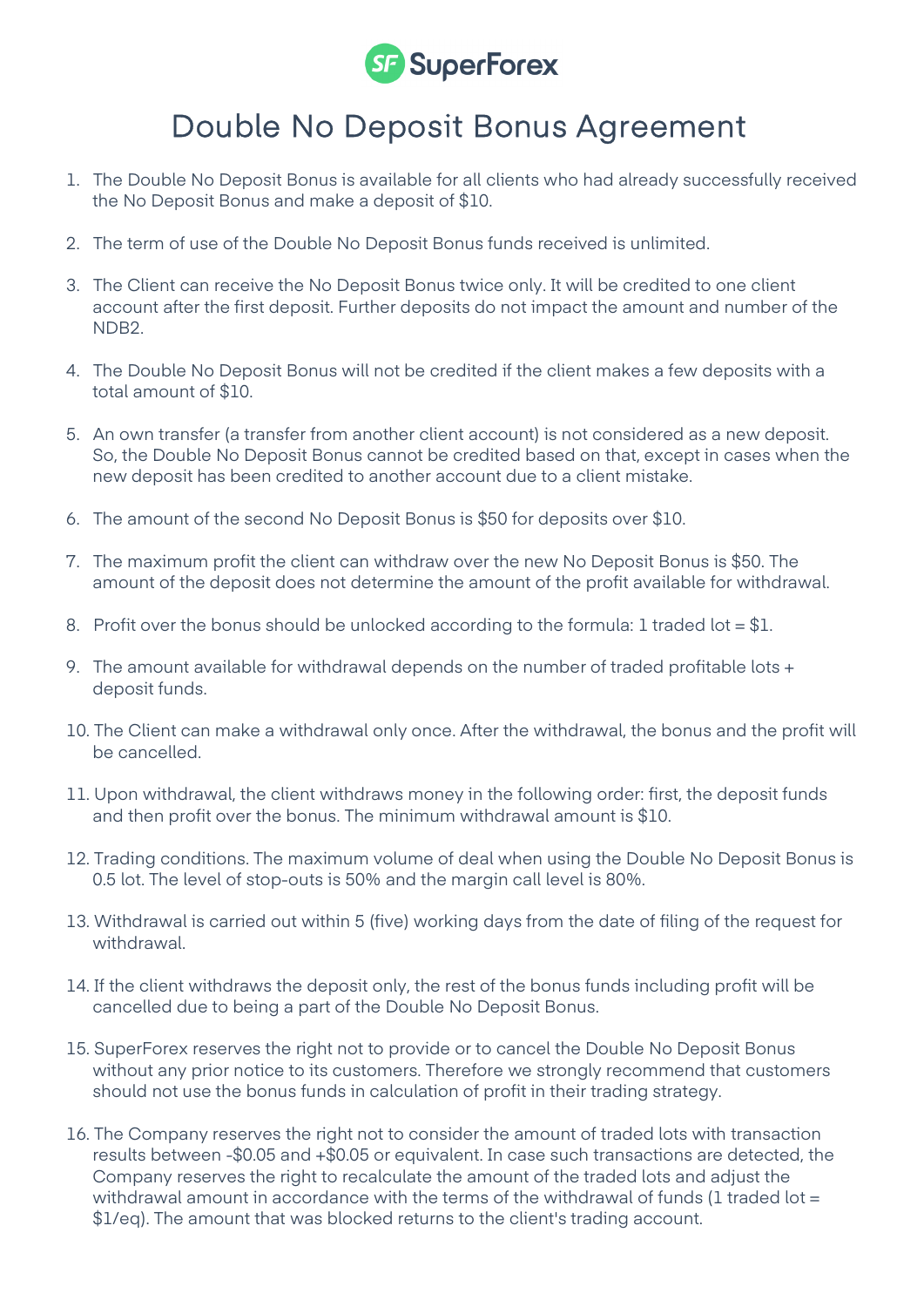SuperForex

# Double No Deposit Bonus Agreement

1. The Double No Deposit Bonus is available for all clients who had already successfully received the No Deposit Bonus and make a deposit of $10.

2. The term of use of the Double No Deposit Bonus funds received is unlimited.

3. The Client can receive the No Deposit Bonus twice only. It will be credited to one client account after the first deposit. Further deposits do not impact the amount and number of the NDB2.

4. The Double No Deposit Bonus will not be credited if the client makes a few deposits with a total amount of $10.

5. An own transfer (a transfer from another client account) is not considered as a new deposit. So, the Double No Deposit Bonus cannot be credited based on that, except in cases when the new deposit has been credited to another account due to a client mistake.

6. The amount of the second No Deposit Bonus is $50 for deposits over $10.

7. The maximum profit the client can withdraw over the new No Deposit Bonus is $50. The amount of the deposit does not determine the amount of the profit available for withdrawal.

8. Profit over the bonus should be unlocked according to the formula: 1 traded lot = $1.

9. The amount available for withdrawal depends on the number of traded profitable lots + deposit funds.

10. The Client can make a withdrawal only once. After the withdrawal, the bonus and the profit will be cancelled.

11. Upon withdrawal, the client withdraws money in the following order: first, the deposit funds and then profit over the bonus. The minimum withdrawal amount is $10.

12. Trading conditions. The maximum volume of deal when using the Double No Deposit Bonus is 0.5 lot. The level of stop-outs is 50% and the margin call level is 80%.

13. Withdrawal is carried out within 5 (five) working days from the date of filing of the request for withdrawal.

14. If the client withdraws the deposit only, the rest of the bonus funds including profit will be cancelled due to being a part of the Double No Deposit Bonus.

15. SuperForex reserves the right not to provide or to cancel the Double No Deposit Bonus without any prior notice to its customers. Therefore we strongly recommend that customers should not use the bonus funds in calculation of profit in their trading strategy.

16. The Company reserves the right not to consider the amount of traded lots with transaction results between -$0.05 and +$0.05 or equivalent. In case such transactions are detected, the Company reserves the right to recalculate the amount of the traded lots and adjust the withdrawal amount in accordance with the terms of the withdrawal of funds (1 traded lot = $1/eq). The amount that was blocked returns to the client's trading account.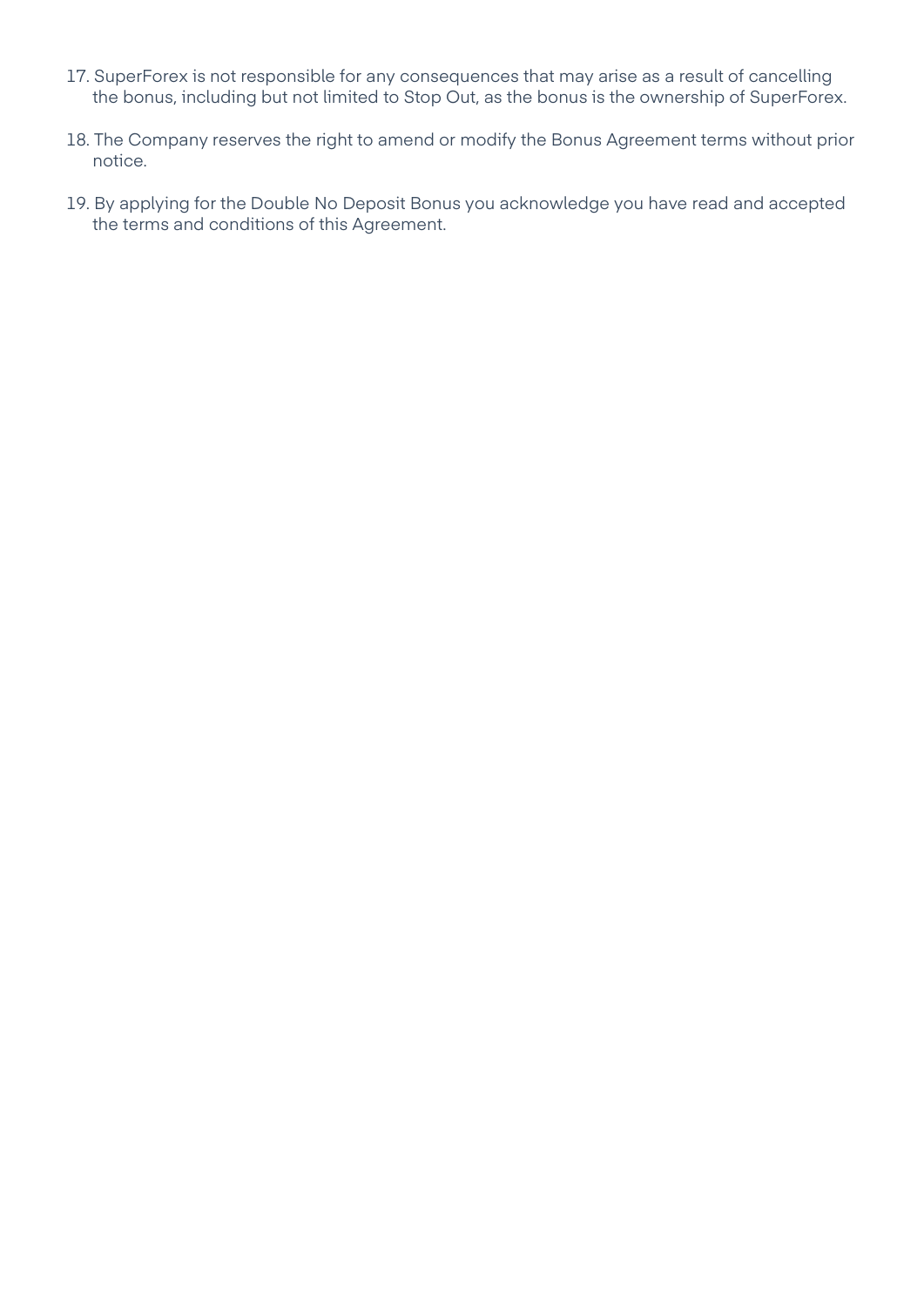17. SuperForex is not responsible for any consequences that may arise as a result of cancelling the bonus, including but not limited to Stop Out, as the bonus is the ownership of SuperForex.
18. The Company reserves the right to amend or modify the Bonus Agreement terms without prior notice.
19. By applying for the Double No Deposit Bonus you acknowledge you have read and accepted the terms and conditions of this Agreement.